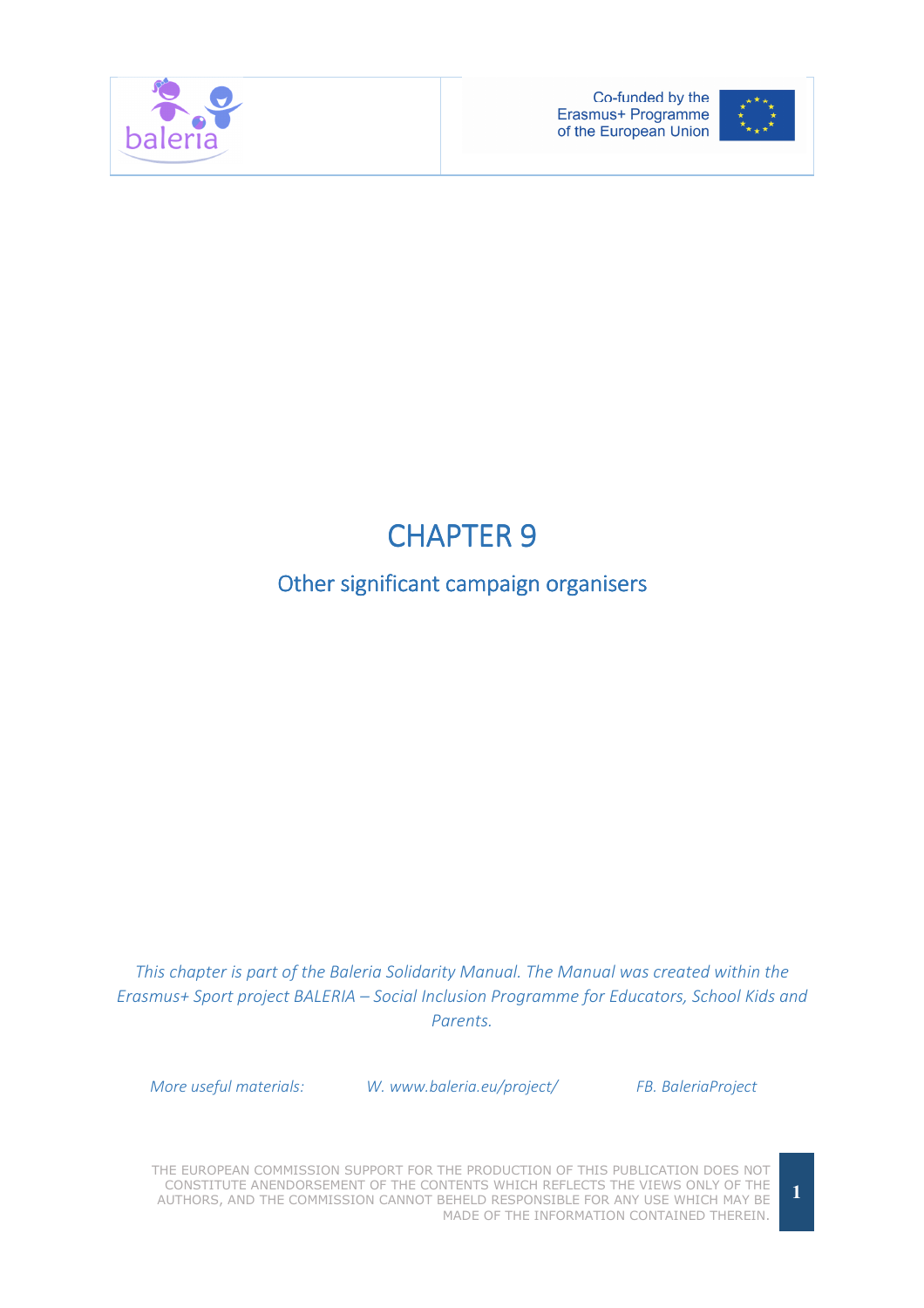# CHAPTER 9

## Other significant campaign organisers

*This chapter is part of the Baleria Solidarity Manual. The Manual was created within the Erasmus+ Sport project BALERIA – Social Inclusion Programme for Educators, School Kids and Parents.*

*More useful materials:* *W. www.baleria.eu/project/* *FB. BaleriaProject*

THE EUROPEAN COMMISSION SUPPORT FOR THE PRODUCTION OF THIS PUBLICATION DOES NOT CONSTITUTE ANENDORSEMENT OF THE CONTENTS WHICH REFLECTS THE VIEWS ONLY OF THE AUTHORS, AND THE COMMISSION CANNOT BEHELD RESPONSIBLE FOR ANY USE WHICH MAY BE MADE OF THE INFORMATION CONTAINED THEREIN.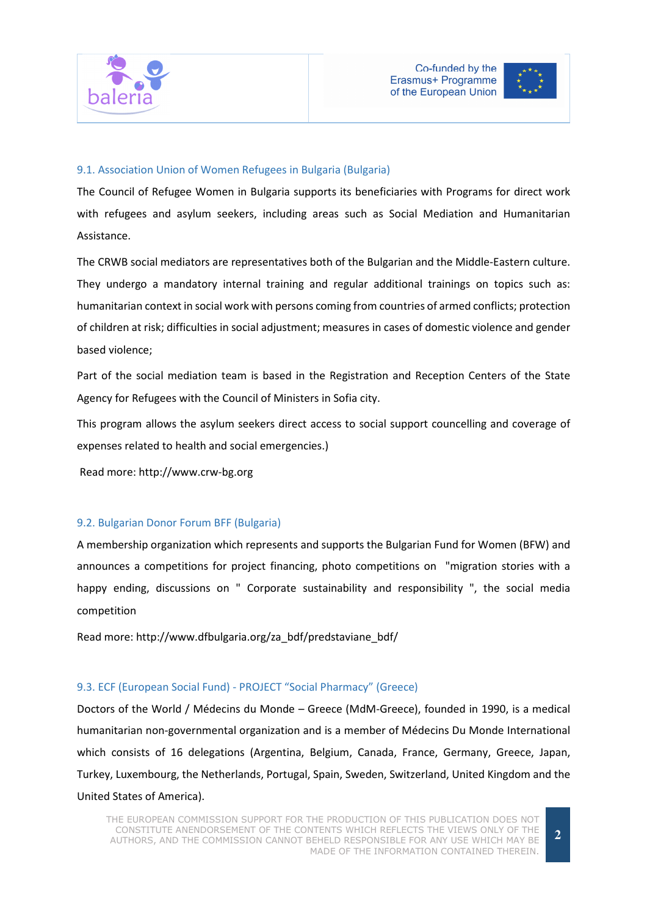### 9.1. Association Union of Women Refugees in Bulgaria (Bulgaria)

The Council of Refugee Women in Bulgaria supports its beneficiaries with Programs for direct work with refugees and asylum seekers, including areas such as Social Mediation and Humanitarian Assistance.

The CRWB social mediators are representatives both of the Bulgarian and the Middle-Eastern culture. They undergo a mandatory internal training and regular additional trainings on topics such as: humanitarian context in social work with persons coming from countries of armed conflicts; protection of children at risk; difficulties in social adjustment; measures in cases of domestic violence and gender based violence;

Part of the social mediation team is based in the Registration and Reception Centers of the State Agency for Refugees with the Council of Ministers in Sofia city.

This program allows the asylum seekers direct access to social support councelling and coverage of expenses related to health and social emergencies.)

Read more: http://www.crw-bg.org

### 9.2. Bulgarian Donor Forum BFF (Bulgaria)

A membership organization which represents and supports the Bulgarian Fund for Women (BFW) and announces a competitions for project financing, photo competitions on "migration stories with a happy ending, discussions on " Corporate sustainability and responsibility ", the social media competition

Read more: http://www.dfbulgaria.org/za_bdf/predstaviane_bdf/

### 9.3. ECF (European Social Fund) - PROJECT "Social Pharmacy" (Greece)

Doctors of the World / Médecins du Monde – Greece (MdM-Greece), founded in 1990, is a medical humanitarian non-governmental organization and is a member of Médecins Du Monde International which consists of 16 delegations (Argentina, Belgium, Canada, France, Germany, Greece, Japan, Turkey, Luxembourg, the Netherlands, Portugal, Spain, Sweden, Switzerland, United Kingdom and the United States of America).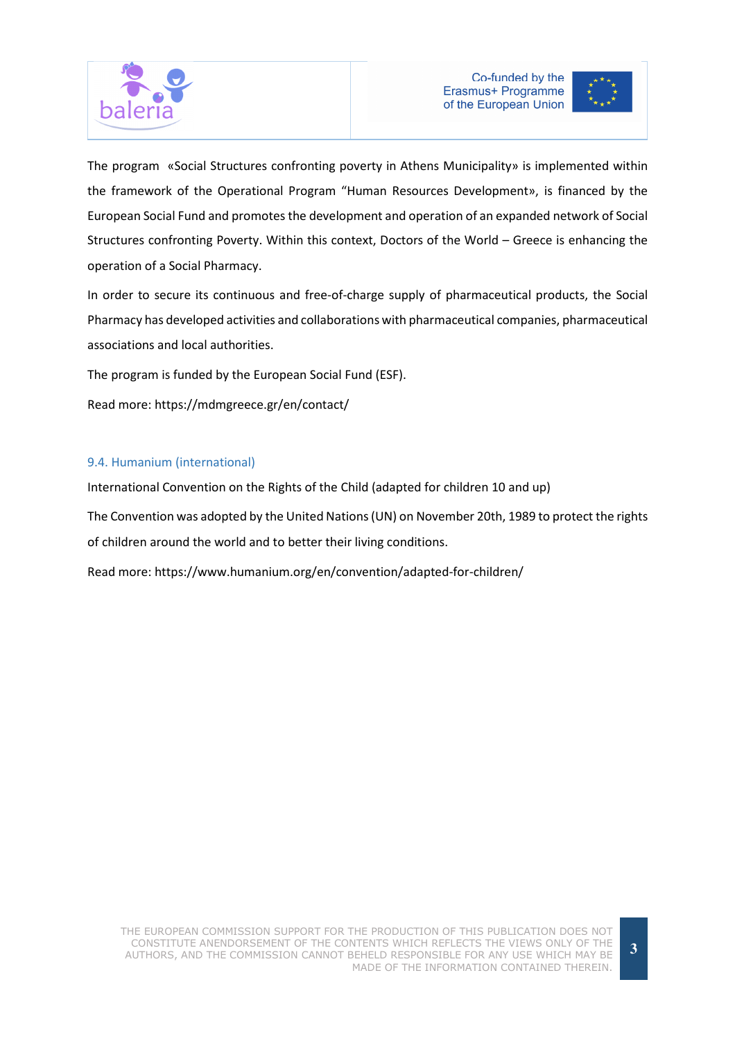The program «Social Structures confronting poverty in Athens Municipality» is implemented within the framework of the Operational Program "Human Resources Development», is financed by the European Social Fund and promotes the development and operation of an expanded network of Social Structures confronting Poverty. Within this context, Doctors of the World – Greece is enhancing the operation of a Social Pharmacy.

In order to secure its continuous and free-of-charge supply of pharmaceutical products, the Social Pharmacy has developed activities and collaborations with pharmaceutical companies, pharmaceutical associations and local authorities.

The program is funded by the European Social Fund (ESF).

Read more: https://mdmgreece.gr/en/contact/

### 9.4. Humanium (international)

International Convention on the Rights of the Child (adapted for children 10 and up)

The Convention was adopted by the United Nations (UN) on November 20th, 1989 to protect the rights of children around the world and to better their living conditions.

Read more: https://www.humanium.org/en/convention/adapted-for-children/